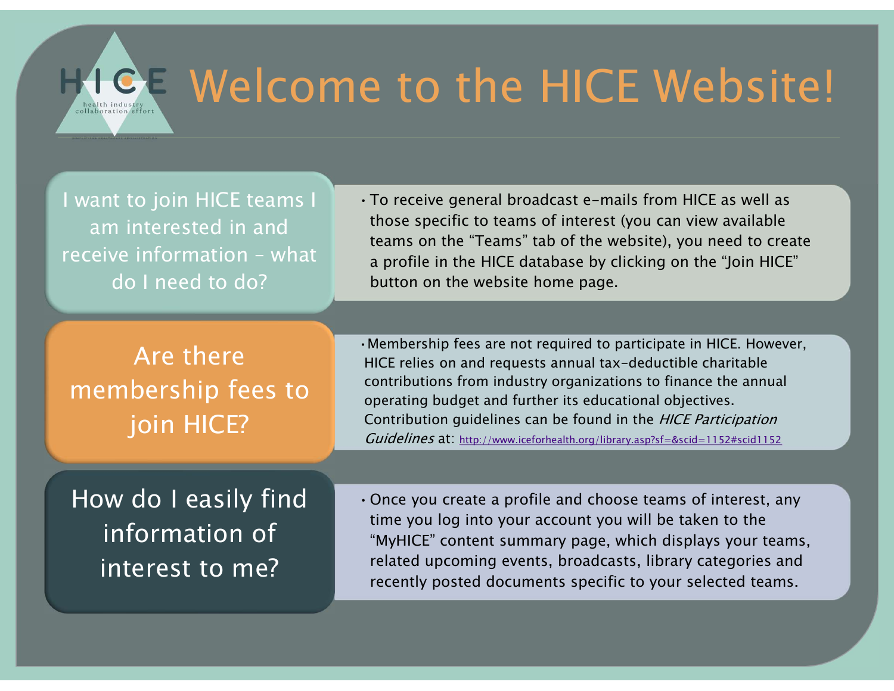HICE
health industry collaboration effort

# Welcome to the HICE Website!

## I want to join HICE teams I am interested in and receive information – what do I need to do?

- To receive general broadcast e-mails from HICE as well as those specific to teams of interest (you can view available teams on the "Teams" tab of the website), you need to create a profile in the HICE database by clicking on the "Join HICE" button on the website home page.

## Are there membership fees to join HICE?

- Membership fees are not required to participate in HICE. However, HICE relies on and requests annual tax-deductible charitable contributions from industry organizations to finance the annual operating budget and further its educational objectives. Contribution guidelines can be found in the *HICE Participation Guidelines* at: http://www.iceforhealth.org/library.asp?sf=&scid=1152#scid1152

## How do I easily find information of interest to me?

- Once you create a profile and choose teams of interest, any time you log into your account you will be taken to the "MyHICE" content summary page, which displays your teams, related upcoming events, broadcasts, library categories and recently posted documents specific to your selected teams.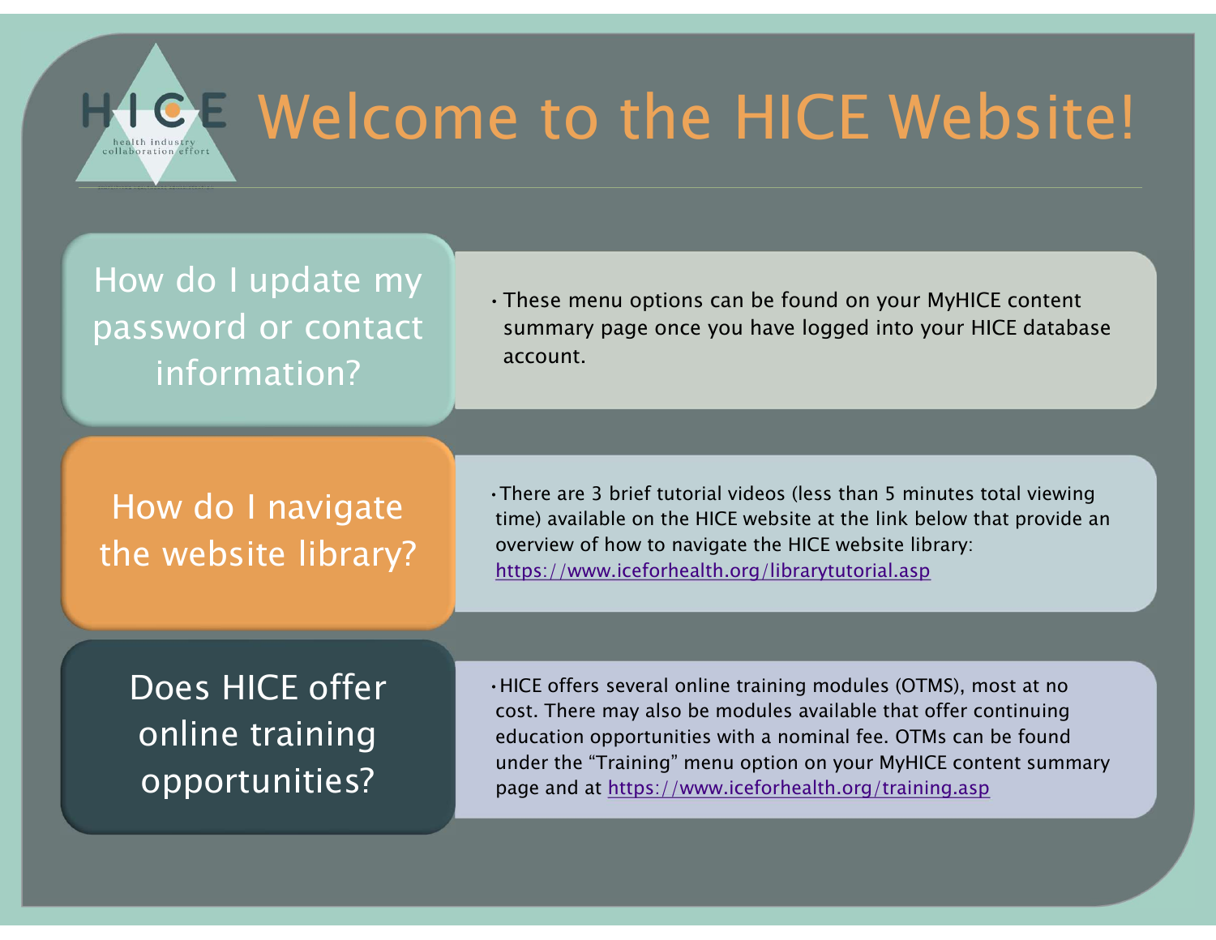# Welcome to the HICE Website!

### How do I update my password or contact information?

- These menu options can be found on your MyHICE content summary page once you have logged into your HICE database account.

### How do I navigate the website library?

- There are 3 brief tutorial videos (less than 5 minutes total viewing time) available on the HICE website at the link below that provide an overview of how to navigate the HICE website library: https://www.iceforhealth.org/librarytutorial.asp

### Does HICE offer online training opportunities?

- HICE offers several online training modules (OTMS), most at no cost. There may also be modules available that offer continuing education opportunities with a nominal fee. OTMs can be found under the "Training" menu option on your MyHICE content summary page and at https://www.iceforhealth.org/training.asp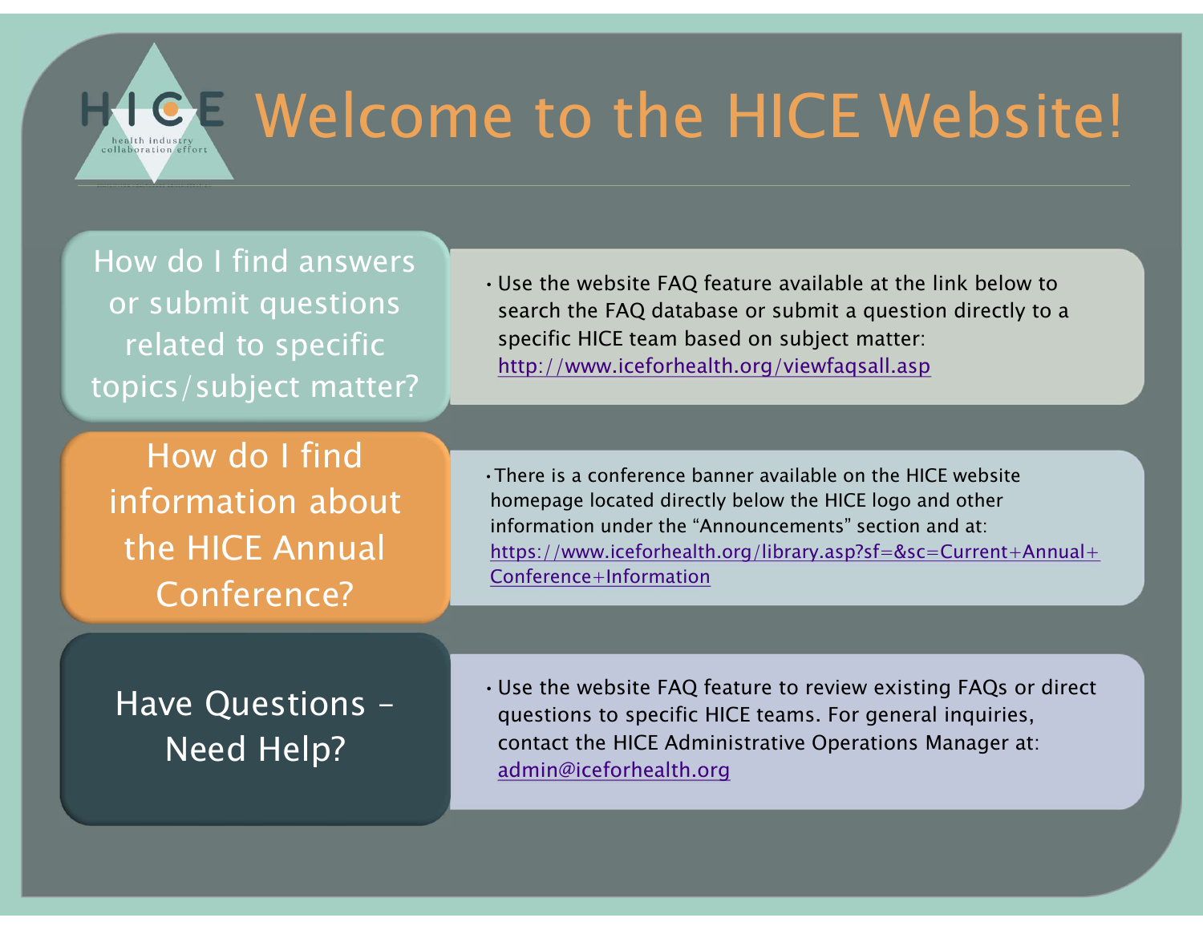# Welcome to the HICE Website!

HICE health industry collaboration effort

## How do I find answers or submit questions related to specific topics/subject matter?

- Use the website FAQ feature available at the link below to search the FAQ database or submit a question directly to a specific HICE team based on subject matter: http://www.iceforhealth.org/viewfaqsall.asp

## How do I find information about the HICE Annual Conference?

- There is a conference banner available on the HICE website homepage located directly below the HICE logo and other information under the "Announcements" section and at: https://www.iceforhealth.org/library.asp?sf=&sc=Current+Annual+Conference+Information

## Have Questions – Need Help?

- Use the website FAQ feature to review existing FAQs or direct questions to specific HICE teams. For general inquiries, contact the HICE Administrative Operations Manager at: admin@iceforhealth.org